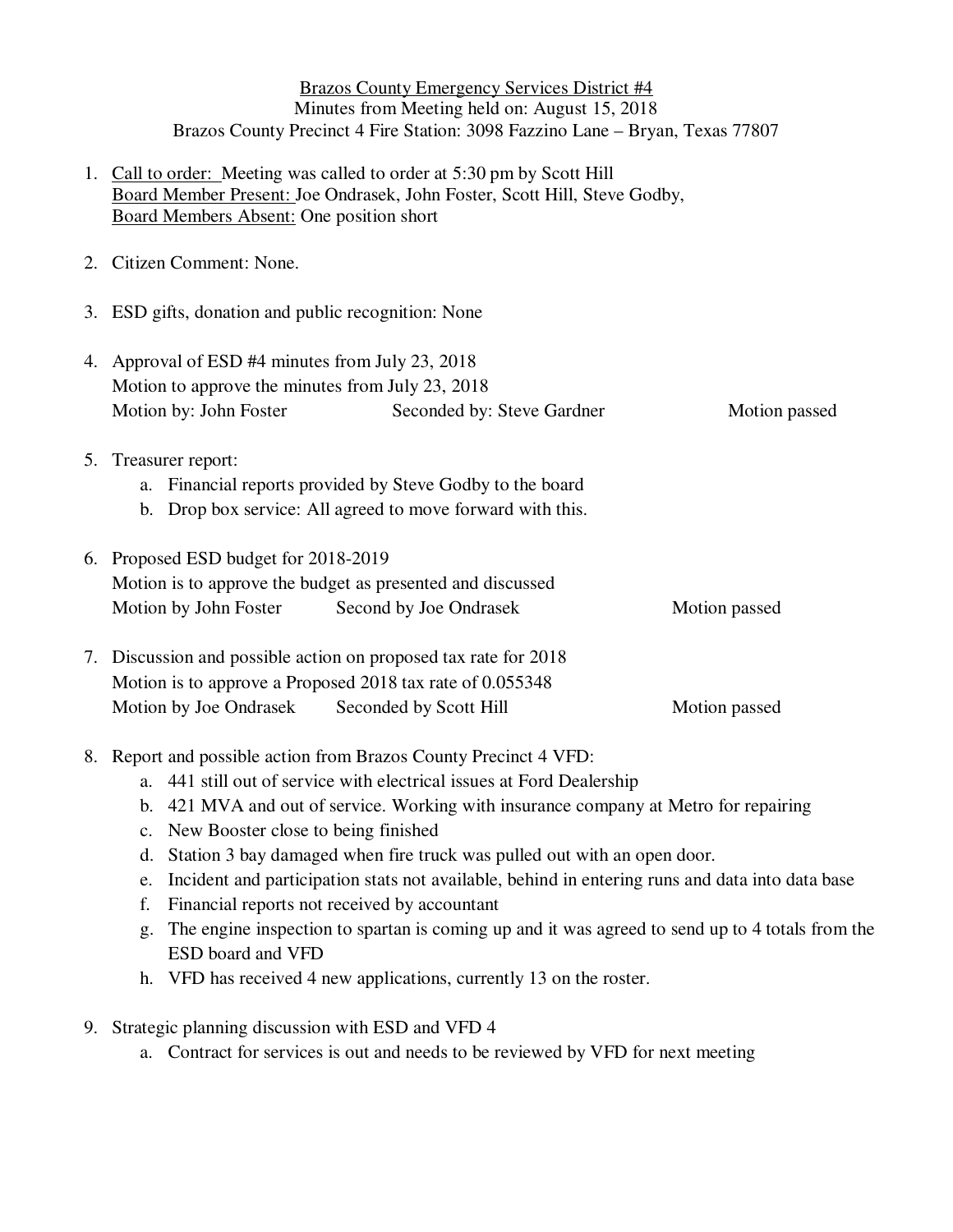Brazos County Emergency Services District #4
Minutes from Meeting held on: August 15, 2018
Brazos County Precinct 4 Fire Station: 3098 Fazzino Lane – Bryan, Texas 77807

1. Call to order: Meeting was called to order at 5:30 pm by Scott Hill
   Board Member Present: Joe Ondrasek, John Foster, Scott Hill, Steve Godby,
   Board Members Absent: One position short

2. Citizen Comment: None.

3. ESD gifts, donation and public recognition: None

4. Approval of ESD #4 minutes from July 23, 2018
   Motion to approve the minutes from July 23, 2018
   Motion by: John Foster Seconded by: Steve Gardner Motion passed

5. Treasurer report:
   a. Financial reports provided by Steve Godby to the board
   b. Drop box service: All agreed to move forward with this.

6. Proposed ESD budget for 2018-2019
   Motion is to approve the budget as presented and discussed
   Motion by John Foster Second by Joe Ondrasek Motion passed

7. Discussion and possible action on proposed tax rate for 2018
   Motion is to approve a Proposed 2018 tax rate of 0.055348
   Motion by Joe Ondrasek Seconded by Scott Hill Motion passed

8. Report and possible action from Brazos County Precinct 4 VFD:
   a. 441 still out of service with electrical issues at Ford Dealership
   b. 421 MVA and out of service. Working with insurance company at Metro for repairing
   c. New Booster close to being finished
   d. Station 3 bay damaged when fire truck was pulled out with an open door.
   e. Incident and participation stats not available, behind in entering runs and data into data base
   f. Financial reports not received by accountant
   g. The engine inspection to spartan is coming up and it was agreed to send up to 4 totals from the ESD board and VFD
   h. VFD has received 4 new applications, currently 13 on the roster.

9. Strategic planning discussion with ESD and VFD 4
   a. Contract for services is out and needs to be reviewed by VFD for next meeting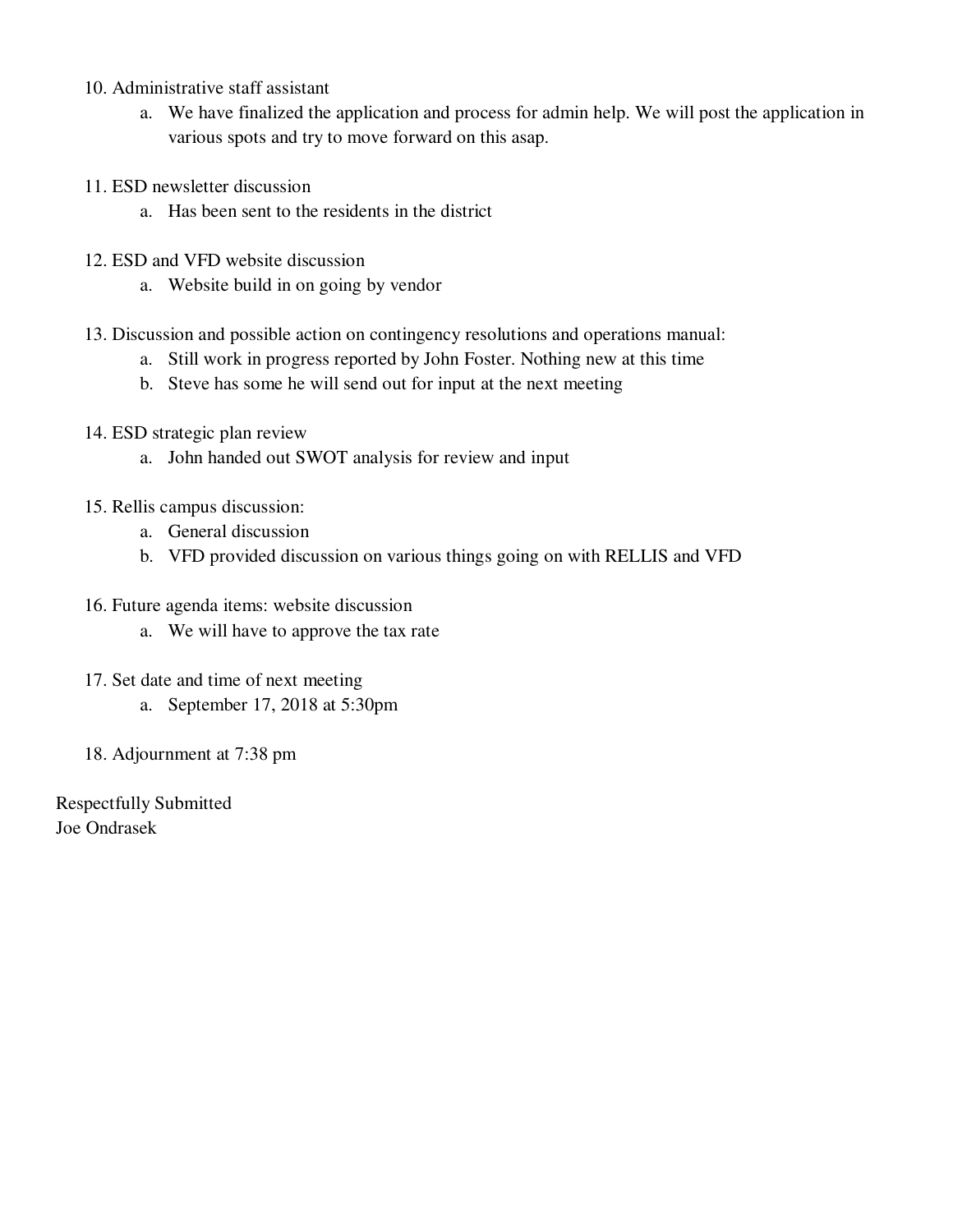10. Administrative staff assistant
    a. We have finalized the application and process for admin help. We will post the application in various spots and try to move forward on this asap.

11. ESD newsletter discussion
    a. Has been sent to the residents in the district

12. ESD and VFD website discussion
    a. Website build in on going by vendor

13. Discussion and possible action on contingency resolutions and operations manual:
    a. Still work in progress reported by John Foster. Nothing new at this time
    b. Steve has some he will send out for input at the next meeting

14. ESD strategic plan review
    a. John handed out SWOT analysis for review and input

15. Rellis campus discussion:
    a. General discussion
    b. VFD provided discussion on various things going on with RELLIS and VFD

16. Future agenda items: website discussion
    a. We will have to approve the tax rate

17. Set date and time of next meeting
    a. September 17, 2018 at 5:30pm

18. Adjournment at 7:38 pm

Respectfully Submitted
Joe Ondrasek